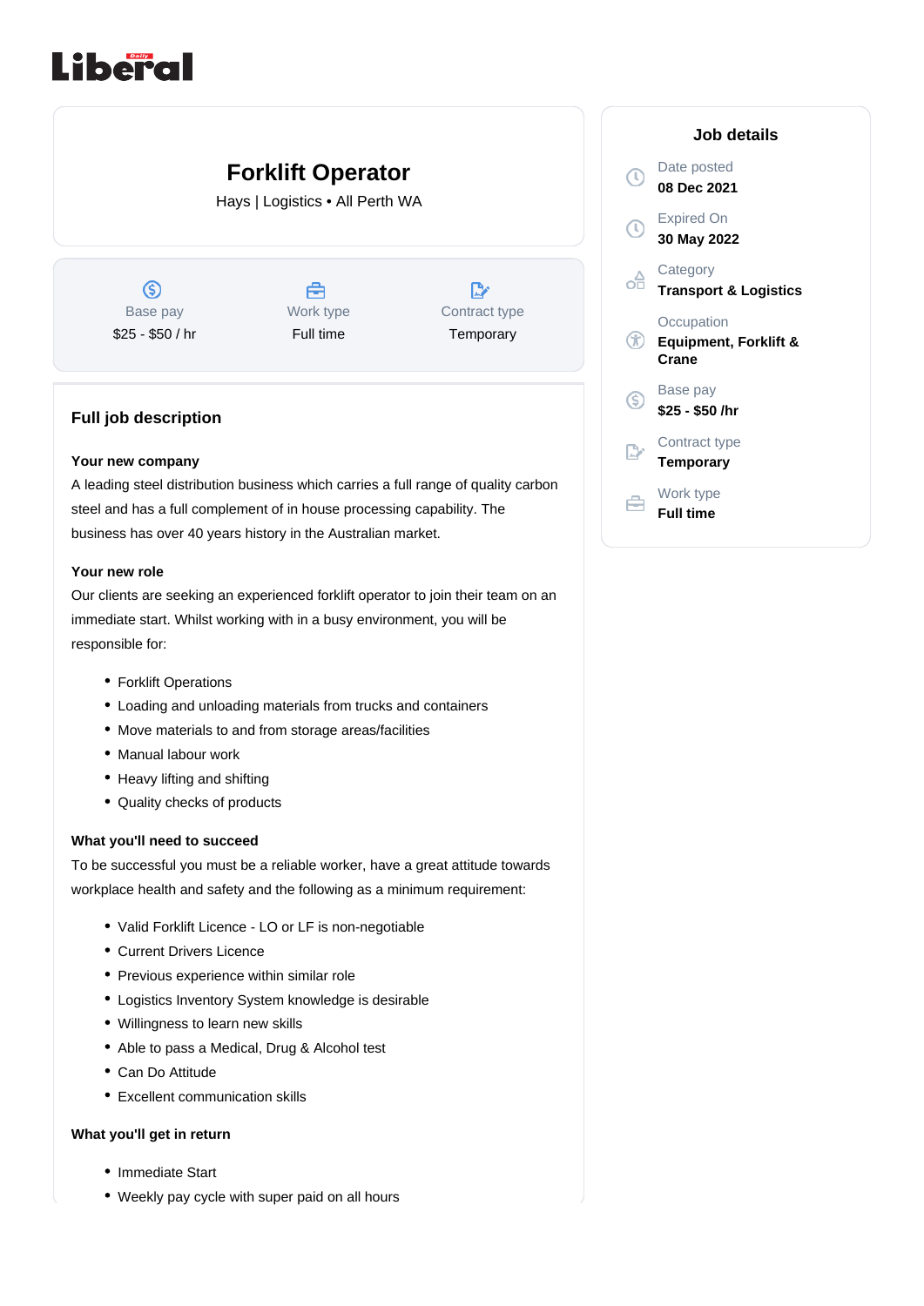Liberal

# Forklift Operator

Hays | Logistics • All Perth WA

| Base pay | Work type | Contract type |
| --- | --- | --- |
| $25 - $50 / hr | Full time | Temporary |

## Full job description

**Your new company**

A leading steel distribution business which carries a full range of quality carbon steel and has a full complement of in house processing capability. The business has over 40 years history in the Australian market.

**Your new role**

Our clients are seeking an experienced forklift operator to join their team on an immediate start. Whilst working with in a busy environment, you will be responsible for:

- Forklift Operations
- Loading and unloading materials from trucks and containers
- Move materials to and from storage areas/facilities
- Manual labour work
- Heavy lifting and shifting
- Quality checks of products

**What you'll need to succeed**

To be successful you must be a reliable worker, have a great attitude towards workplace health and safety and the following as a minimum requirement:

- Valid Forklift Licence - LO or LF is non-negotiable
- Current Drivers Licence
- Previous experience within similar role
- Logistics Inventory System knowledge is desirable
- Willingness to learn new skills
- Able to pass a Medical, Drug & Alcohol test
- Can Do Attitude
- Excellent communication skills

**What you'll get in return**

- Immediate Start
- Weekly pay cycle with super paid on all hours

## Job details

Date posted
**08 Dec 2021**

Expired On
**30 May 2022**

Category
**Transport & Logistics**

Occupation
**Equipment, Forklift & Crane**

Base pay
**$25 - $50 /hr**

Contract type
**Temporary**

Work type
**Full time**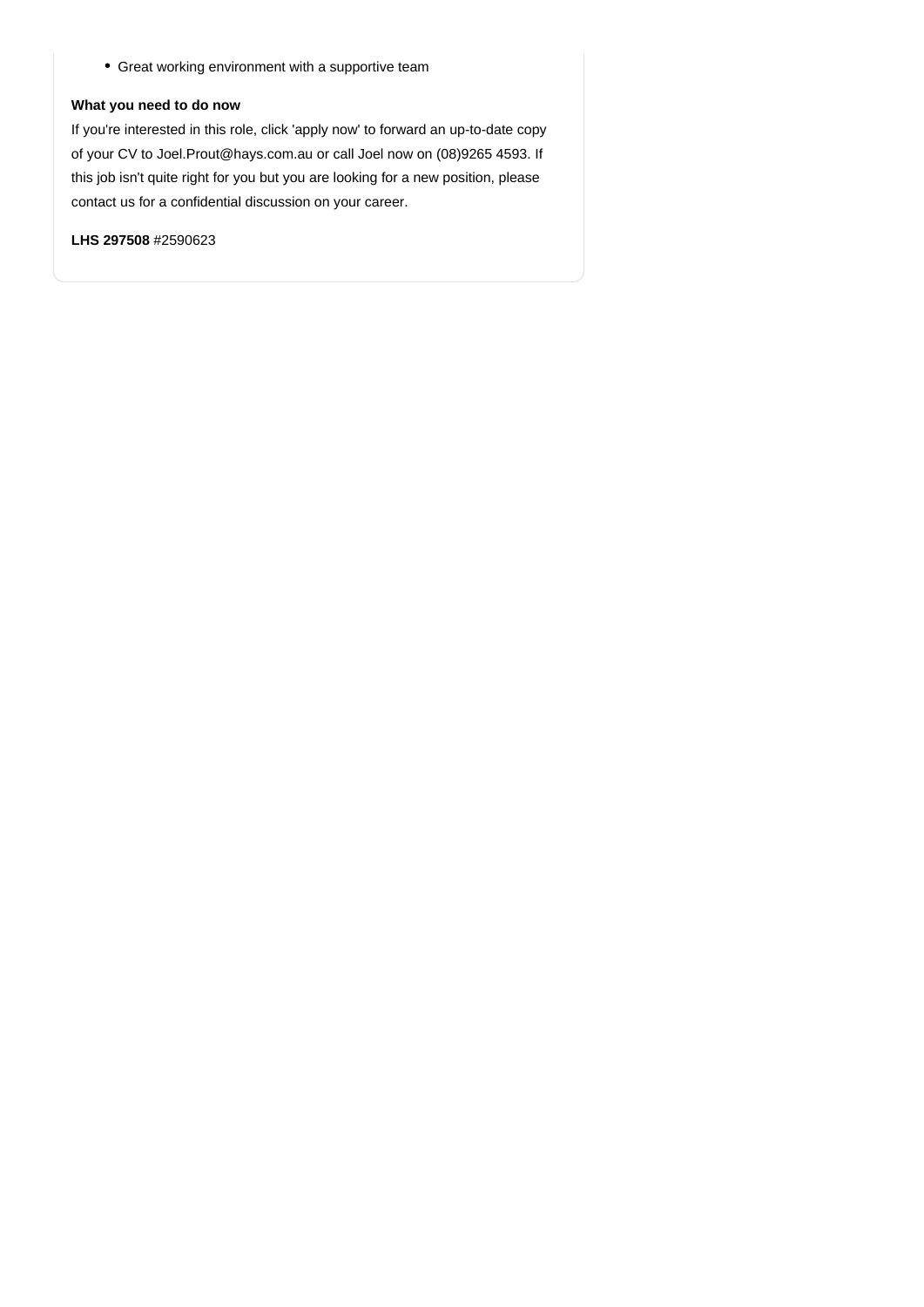- Great working environment with a supportive team

**What you need to do now**

If you're interested in this role, click 'apply now' to forward an up-to-date copy of your CV to Joel.Prout@hays.com.au or call Joel now on (08)9265 4593. If this job isn't quite right for you but you are looking for a new position, please contact us for a confidential discussion on your career.

**LHS 297508** #2590623